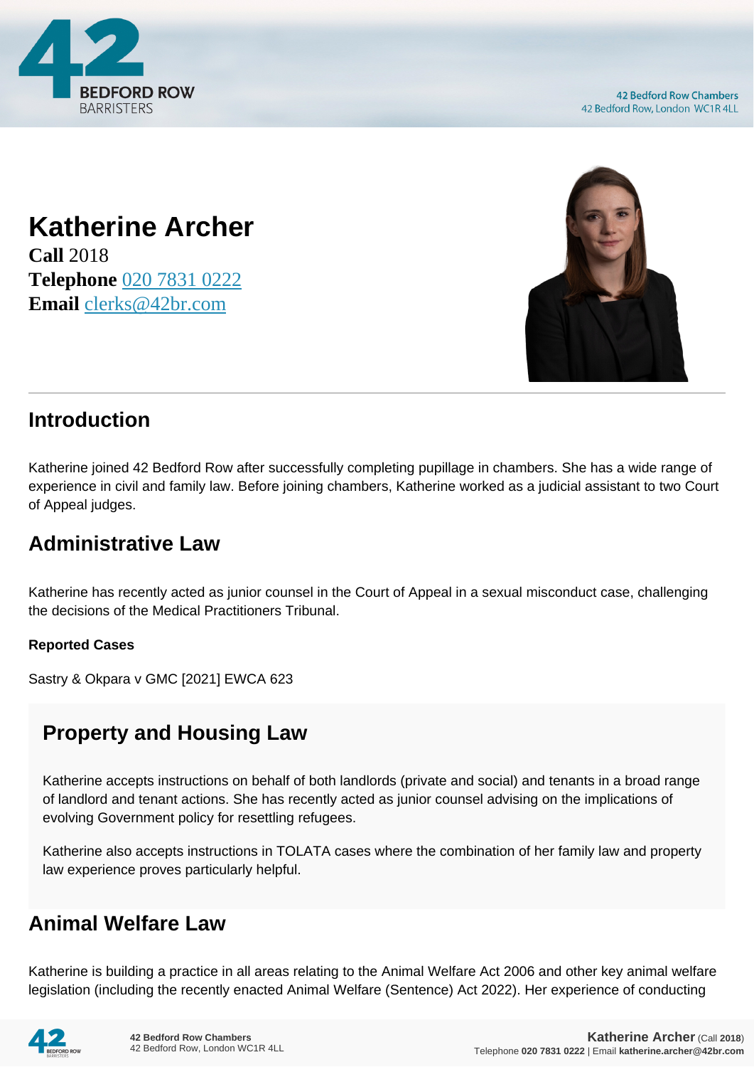# Katherine Archer

**Call** 2018
**Telephone** 020 7831 0222
**Email** clerks@42br.com

## Introduction

Katherine joined 42 Bedford Row after successfully completing pupillage in chambers. She has a wide range of experience in civil and family law. Before joining chambers, Katherine worked as a judicial assistant to two Court of Appeal judges.

## Administrative Law

Katherine has recently acted as junior counsel in the Court of Appeal in a sexual misconduct case, challenging the decisions of the Medical Practitioners Tribunal.

**Reported Cases**

Sastry & Okpara v GMC [2021] EWCA 623

## Property and Housing Law

Katherine accepts instructions on behalf of both landlords (private and social) and tenants in a broad range of landlord and tenant actions. She has recently acted as junior counsel advising on the implications of evolving Government policy for resettling refugees.

Katherine also accepts instructions in TOLATA cases where the combination of her family law and property law experience proves particularly helpful.

## Animal Welfare Law

Katherine is building a practice in all areas relating to the Animal Welfare Act 2006 and other key animal welfare legislation (including the recently enacted Animal Welfare (Sentence) Act 2022). Her experience of conducting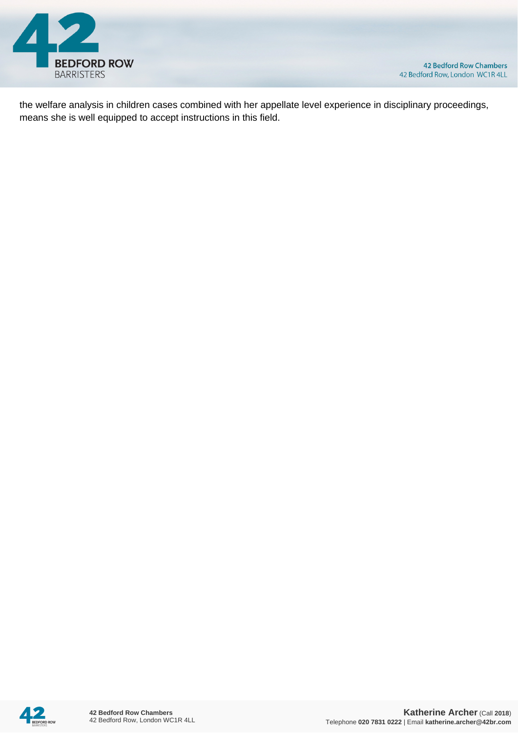the welfare analysis in children cases combined with her appellate level experience in disciplinary proceedings, means she is well equipped to accept instructions in this field.